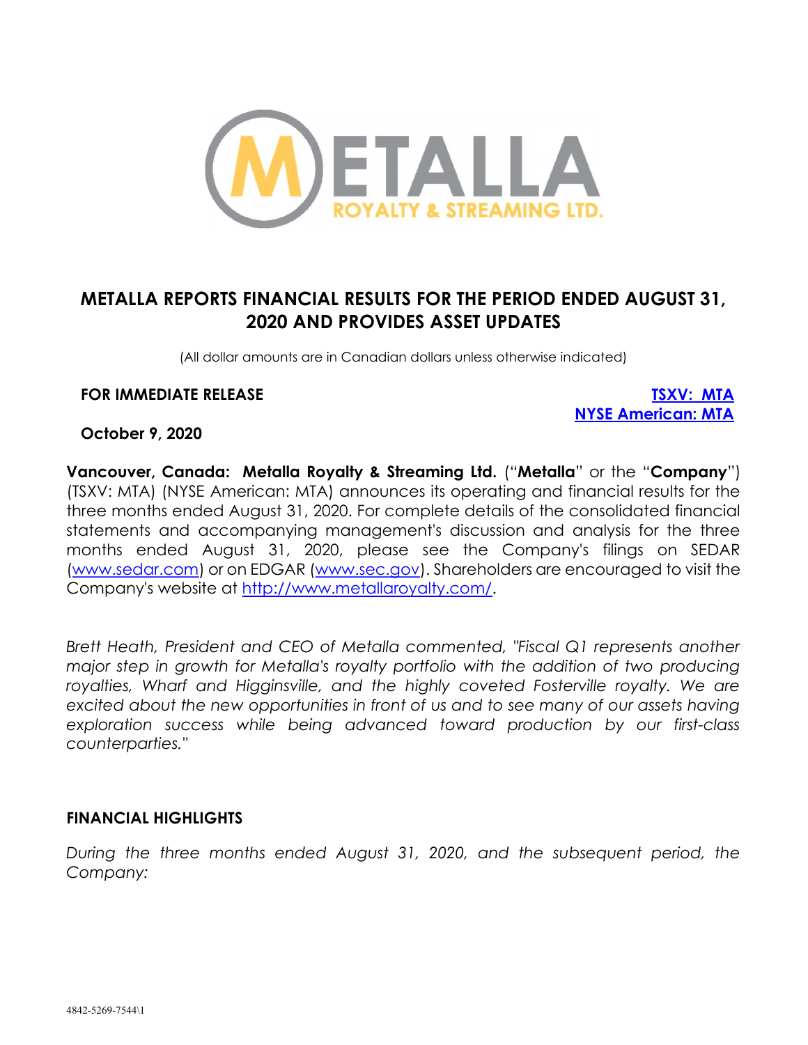# METALLA REPORTS FINANCIAL RESULTS FOR THE PERIOD ENDED AUGUST 31, 2020 AND PROVIDES ASSET UPDATES

(All dollar amounts are in Canadian dollars unless otherwise indicated)

**FOR IMMEDIATE RELEASE** **TSXV: MTA**
**NYSE American: MTA**

**October 9, 2020**

**Vancouver, Canada: Metalla Royalty & Streaming Ltd.** ("**Metalla**" or the "**Company**") (TSXV: MTA) (NYSE American: MTA) announces its operating and financial results for the three months ended August 31, 2020. For complete details of the consolidated financial statements and accompanying management's discussion and analysis for the three months ended August 31, 2020, please see the Company's filings on SEDAR (www.sedar.com) or on EDGAR (www.sec.gov). Shareholders are encouraged to visit the Company's website at http://www.metallaroyalty.com/.

*Brett Heath, President and CEO of Metalla commented, "Fiscal Q1 represents another major step in growth for Metalla's royalty portfolio with the addition of two producing royalties, Wharf and Higginsville, and the highly coveted Fosterville royalty. We are excited about the new opportunities in front of us and to see many of our assets having exploration success while being advanced toward production by our first-class counterparties."*

## FINANCIAL HIGHLIGHTS

*During the three months ended August 31, 2020, and the subsequent period, the Company:*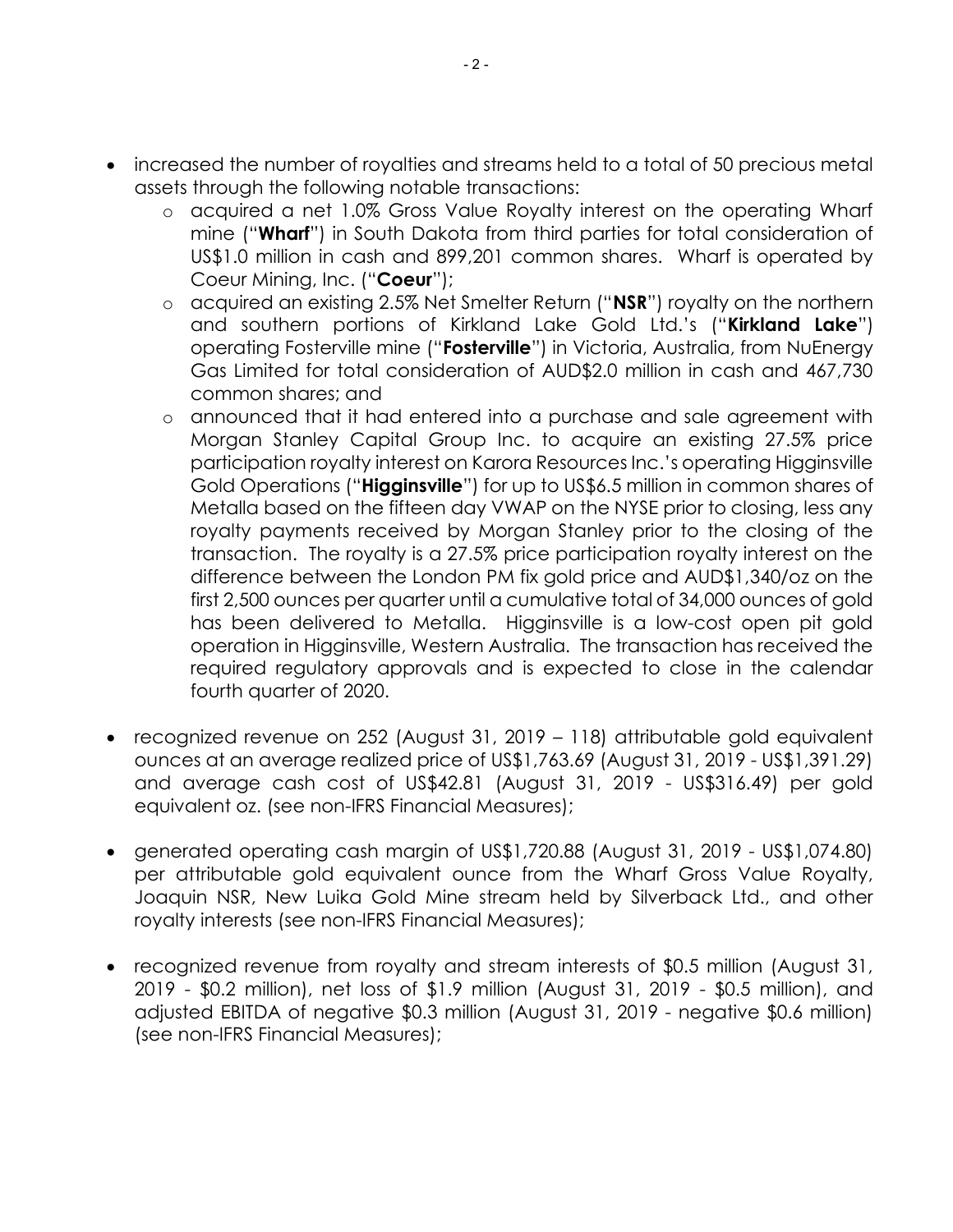- increased the number of royalties and streams held to a total of 50 precious metal assets through the following notable transactions:
  - acquired a net 1.0% Gross Value Royalty interest on the operating Wharf mine ("**Wharf**") in South Dakota from third parties for total consideration of US$1.0 million in cash and 899,201 common shares. Wharf is operated by Coeur Mining, Inc. ("**Coeur**");
  - acquired an existing 2.5% Net Smelter Return ("**NSR**") royalty on the northern and southern portions of Kirkland Lake Gold Ltd.'s ("**Kirkland Lake**") operating Fosterville mine ("**Fosterville**") in Victoria, Australia, from NuEnergy Gas Limited for total consideration of AUD$2.0 million in cash and 467,730 common shares; and
  - announced that it had entered into a purchase and sale agreement with Morgan Stanley Capital Group Inc. to acquire an existing 27.5% price participation royalty interest on Karora Resources Inc.'s operating Higginsville Gold Operations ("**Higginsville**") for up to US$6.5 million in common shares of Metalla based on the fifteen day VWAP on the NYSE prior to closing, less any royalty payments received by Morgan Stanley prior to the closing of the transaction. The royalty is a 27.5% price participation royalty interest on the difference between the London PM fix gold price and AUD$1,340/oz on the first 2,500 ounces per quarter until a cumulative total of 34,000 ounces of gold has been delivered to Metalla. Higginsville is a low-cost open pit gold operation in Higginsville, Western Australia. The transaction has received the required regulatory approvals and is expected to close in the calendar fourth quarter of 2020.

- recognized revenue on 252 (August 31, 2019 – 118) attributable gold equivalent ounces at an average realized price of US$1,763.69 (August 31, 2019 - US$1,391.29) and average cash cost of US$42.81 (August 31, 2019 - US$316.49) per gold equivalent oz. (see non-IFRS Financial Measures);

- generated operating cash margin of US$1,720.88 (August 31, 2019 - US$1,074.80) per attributable gold equivalent ounce from the Wharf Gross Value Royalty, Joaquin NSR, New Luika Gold Mine stream held by Silverback Ltd., and other royalty interests (see non-IFRS Financial Measures);

- recognized revenue from royalty and stream interests of $0.5 million (August 31, 2019 - $0.2 million), net loss of $1.9 million (August 31, 2019 - $0.5 million), and adjusted EBITDA of negative $0.3 million (August 31, 2019 - negative $0.6 million) (see non-IFRS Financial Measures);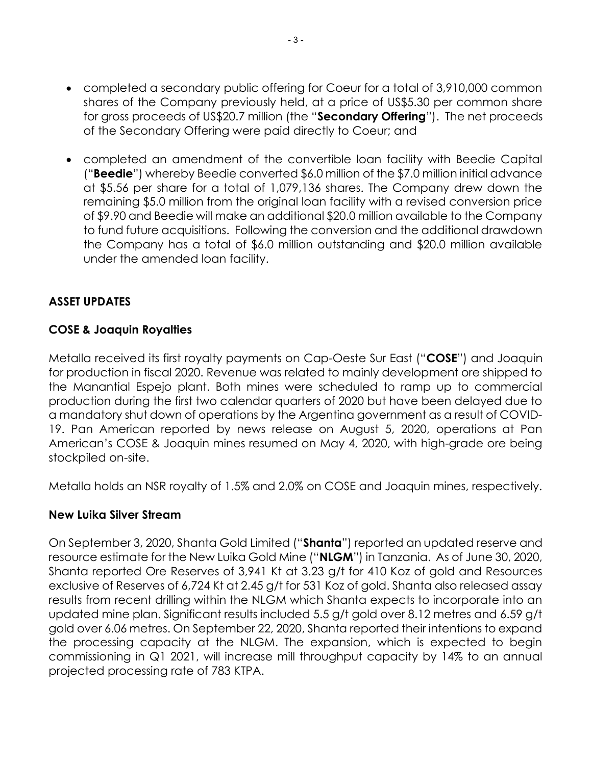- completed a secondary public offering for Coeur for a total of 3,910,000 common shares of the Company previously held, at a price of US$5.30 per common share for gross proceeds of US$20.7 million (the "**Secondary Offering**"). The net proceeds of the Secondary Offering were paid directly to Coeur; and

- completed an amendment of the convertible loan facility with Beedie Capital ("**Beedie**") whereby Beedie converted $6.0 million of the $7.0 million initial advance at $5.56 per share for a total of 1,079,136 shares. The Company drew down the remaining $5.0 million from the original loan facility with a revised conversion price of $9.90 and Beedie will make an additional $20.0 million available to the Company to fund future acquisitions. Following the conversion and the additional drawdown the Company has a total of $6.0 million outstanding and $20.0 million available under the amended loan facility.

## ASSET UPDATES

### COSE & Joaquin Royalties

Metalla received its first royalty payments on Cap-Oeste Sur East ("**COSE**") and Joaquin for production in fiscal 2020. Revenue was related to mainly development ore shipped to the Manantial Espejo plant. Both mines were scheduled to ramp up to commercial production during the first two calendar quarters of 2020 but have been delayed due to a mandatory shut down of operations by the Argentina government as a result of COVID-19. Pan American reported by news release on August 5, 2020, operations at Pan American's COSE & Joaquin mines resumed on May 4, 2020, with high-grade ore being stockpiled on-site.

Metalla holds an NSR royalty of 1.5% and 2.0% on COSE and Joaquin mines, respectively.

### New Luika Silver Stream

On September 3, 2020, Shanta Gold Limited ("**Shanta**") reported an updated reserve and resource estimate for the New Luika Gold Mine ("**NLGM**") in Tanzania. As of June 30, 2020, Shanta reported Ore Reserves of 3,941 Kt at 3.23 g/t for 410 Koz of gold and Resources exclusive of Reserves of 6,724 Kt at 2.45 g/t for 531 Koz of gold. Shanta also released assay results from recent drilling within the NLGM which Shanta expects to incorporate into an updated mine plan. Significant results included 5.5 g/t gold over 8.12 metres and 6.59 g/t gold over 6.06 metres. On September 22, 2020, Shanta reported their intentions to expand the processing capacity at the NLGM. The expansion, which is expected to begin commissioning in Q1 2021, will increase mill throughput capacity by 14% to an annual projected processing rate of 783 KTPA.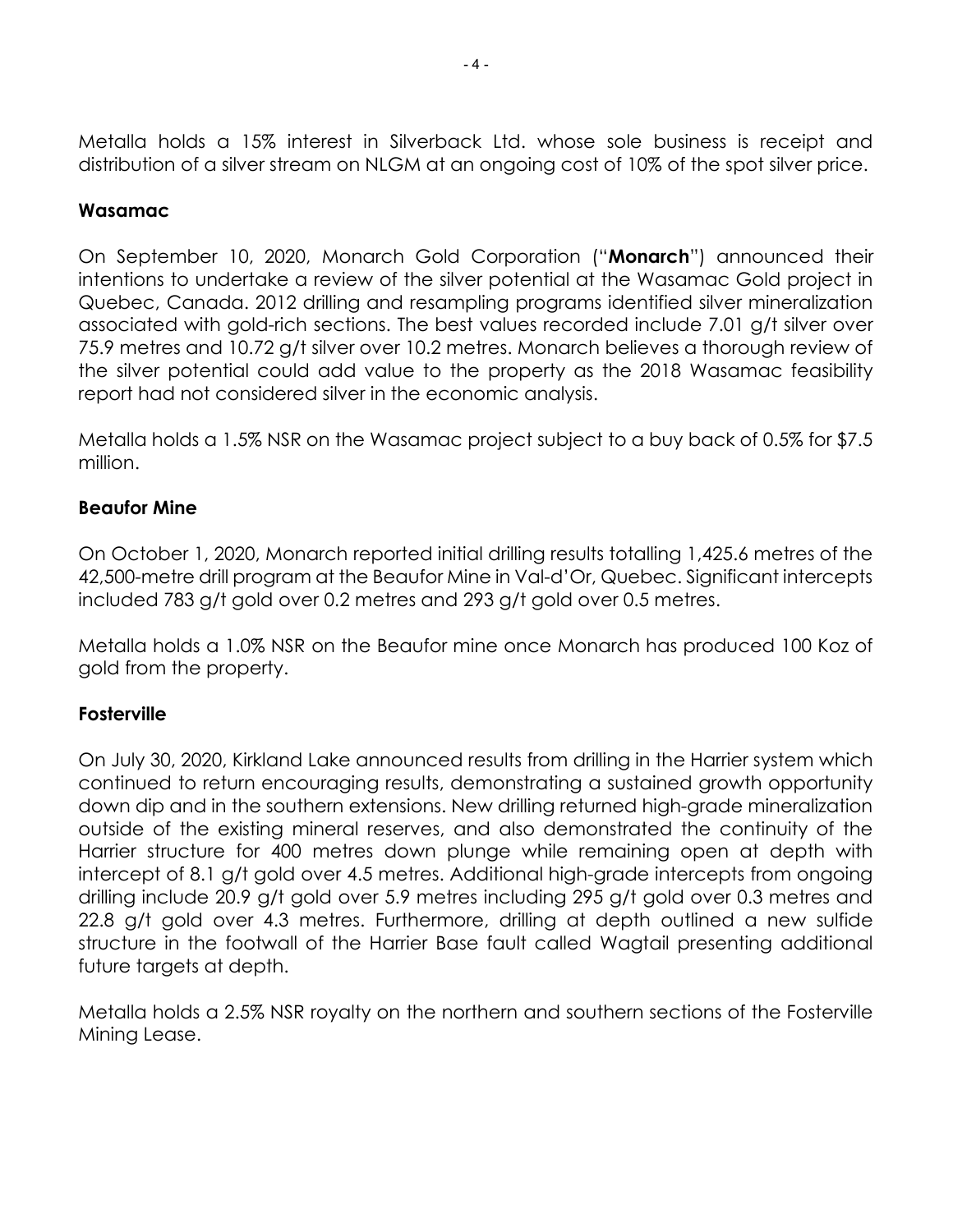Metalla holds a 15% interest in Silverback Ltd. whose sole business is receipt and distribution of a silver stream on NLGM at an ongoing cost of 10% of the spot silver price.

**Wasamac**

On September 10, 2020, Monarch Gold Corporation ("**Monarch**") announced their intentions to undertake a review of the silver potential at the Wasamac Gold project in Quebec, Canada. 2012 drilling and resampling programs identified silver mineralization associated with gold-rich sections. The best values recorded include 7.01 g/t silver over 75.9 metres and 10.72 g/t silver over 10.2 metres. Monarch believes a thorough review of the silver potential could add value to the property as the 2018 Wasamac feasibility report had not considered silver in the economic analysis.

Metalla holds a 1.5% NSR on the Wasamac project subject to a buy back of 0.5% for $7.5 million.

**Beaufor Mine**

On October 1, 2020, Monarch reported initial drilling results totalling 1,425.6 metres of the 42,500-metre drill program at the Beaufor Mine in Val-d'Or, Quebec. Significant intercepts included 783 g/t gold over 0.2 metres and 293 g/t gold over 0.5 metres.

Metalla holds a 1.0% NSR on the Beaufor mine once Monarch has produced 100 Koz of gold from the property.

**Fosterville**

On July 30, 2020, Kirkland Lake announced results from drilling in the Harrier system which continued to return encouraging results, demonstrating a sustained growth opportunity down dip and in the southern extensions. New drilling returned high-grade mineralization outside of the existing mineral reserves, and also demonstrated the continuity of the Harrier structure for 400 metres down plunge while remaining open at depth with intercept of 8.1 g/t gold over 4.5 metres. Additional high-grade intercepts from ongoing drilling include 20.9 g/t gold over 5.9 metres including 295 g/t gold over 0.3 metres and 22.8 g/t gold over 4.3 metres. Furthermore, drilling at depth outlined a new sulfide structure in the footwall of the Harrier Base fault called Wagtail presenting additional future targets at depth.

Metalla holds a 2.5% NSR royalty on the northern and southern sections of the Fosterville Mining Lease.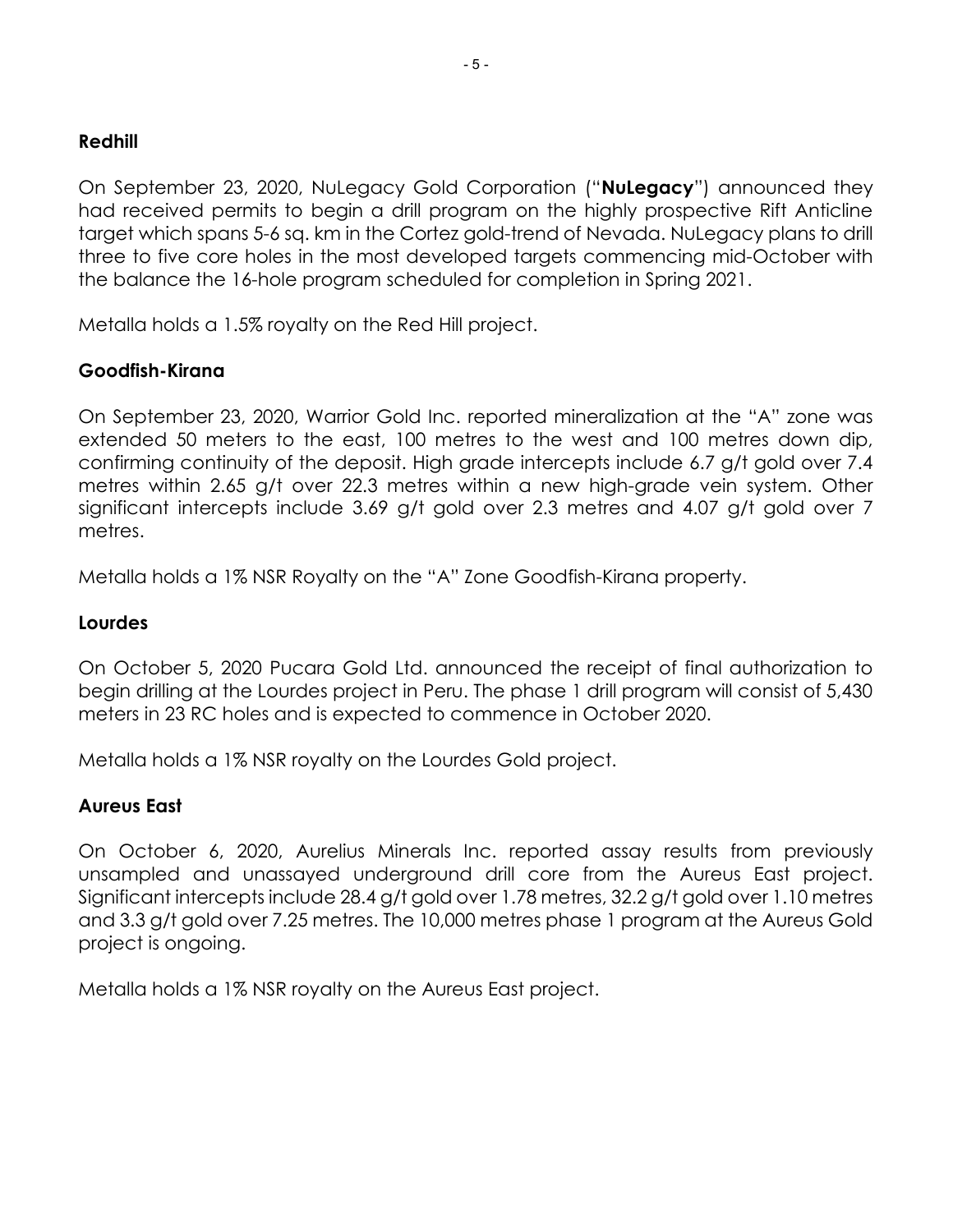**Redhill**

On September 23, 2020, NuLegacy Gold Corporation ("**NuLegacy**") announced they had received permits to begin a drill program on the highly prospective Rift Anticline target which spans 5-6 sq. km in the Cortez gold-trend of Nevada. NuLegacy plans to drill three to five core holes in the most developed targets commencing mid-October with the balance the 16-hole program scheduled for completion in Spring 2021.

Metalla holds a 1.5% royalty on the Red Hill project.

**Goodfish-Kirana**

On September 23, 2020, Warrior Gold Inc. reported mineralization at the "A" zone was extended 50 meters to the east, 100 metres to the west and 100 metres down dip, confirming continuity of the deposit. High grade intercepts include 6.7 g/t gold over 7.4 metres within 2.65 g/t over 22.3 metres within a new high-grade vein system. Other significant intercepts include 3.69 g/t gold over 2.3 metres and 4.07 g/t gold over 7 metres.

Metalla holds a 1% NSR Royalty on the "A" Zone Goodfish-Kirana property.

**Lourdes**

On October 5, 2020 Pucara Gold Ltd. announced the receipt of final authorization to begin drilling at the Lourdes project in Peru. The phase 1 drill program will consist of 5,430 meters in 23 RC holes and is expected to commence in October 2020.

Metalla holds a 1% NSR royalty on the Lourdes Gold project.

**Aureus East**

On October 6, 2020, Aurelius Minerals Inc. reported assay results from previously unsampled and unassayed underground drill core from the Aureus East project. Significant intercepts include 28.4 g/t gold over 1.78 metres, 32.2 g/t gold over 1.10 metres and 3.3 g/t gold over 7.25 metres. The 10,000 metres phase 1 program at the Aureus Gold project is ongoing.

Metalla holds a 1% NSR royalty on the Aureus East project.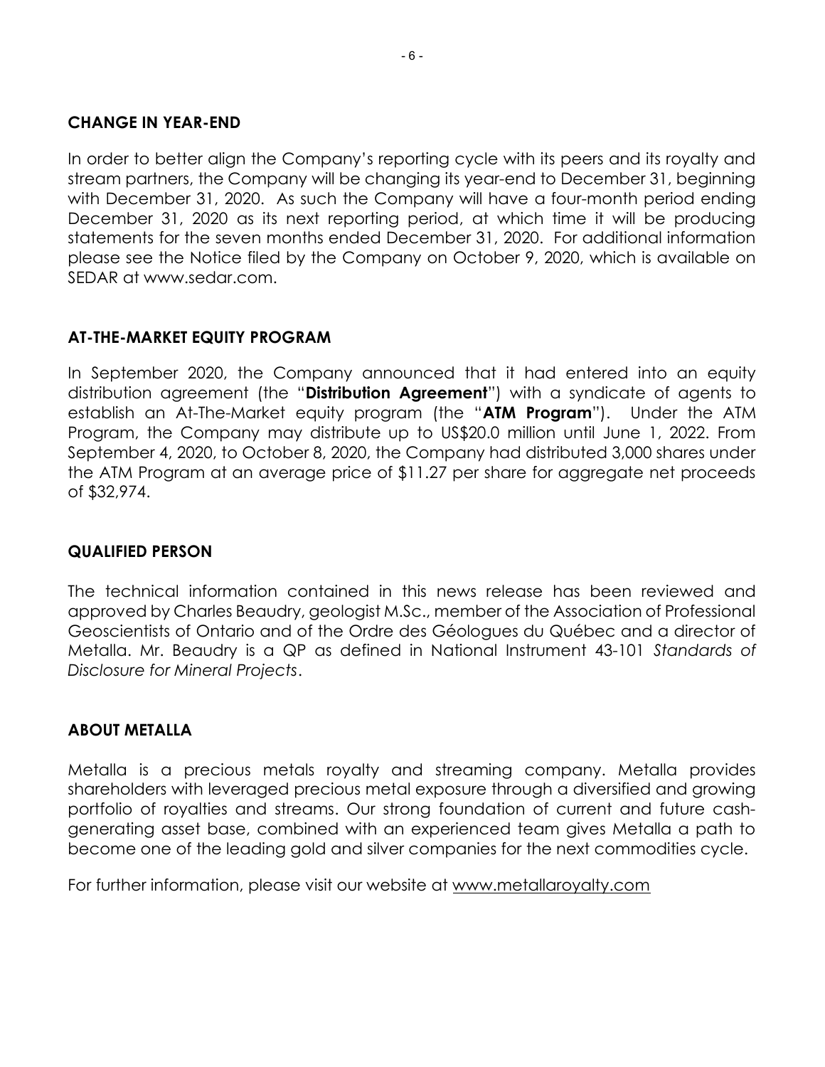## CHANGE IN YEAR-END

In order to better align the Company's reporting cycle with its peers and its royalty and stream partners, the Company will be changing its year-end to December 31, beginning with December 31, 2020. As such the Company will have a four-month period ending December 31, 2020 as its next reporting period, at which time it will be producing statements for the seven months ended December 31, 2020. For additional information please see the Notice filed by the Company on October 9, 2020, which is available on SEDAR at www.sedar.com.

## AT-THE-MARKET EQUITY PROGRAM

In September 2020, the Company announced that it had entered into an equity distribution agreement (the "**Distribution Agreement**") with a syndicate of agents to establish an At-The-Market equity program (the "**ATM Program**"). Under the ATM Program, the Company may distribute up to US$20.0 million until June 1, 2022. From September 4, 2020, to October 8, 2020, the Company had distributed 3,000 shares under the ATM Program at an average price of $11.27 per share for aggregate net proceeds of $32,974.

## QUALIFIED PERSON

The technical information contained in this news release has been reviewed and approved by Charles Beaudry, geologist M.Sc., member of the Association of Professional Geoscientists of Ontario and of the Ordre des Géologues du Québec and a director of Metalla. Mr. Beaudry is a QP as defined in National Instrument 43-101 *Standards of Disclosure for Mineral Projects*.

## ABOUT METALLA

Metalla is a precious metals royalty and streaming company. Metalla provides shareholders with leveraged precious metal exposure through a diversified and growing portfolio of royalties and streams. Our strong foundation of current and future cash-generating asset base, combined with an experienced team gives Metalla a path to become one of the leading gold and silver companies for the next commodities cycle.

For further information, please visit our website at www.metallaroyalty.com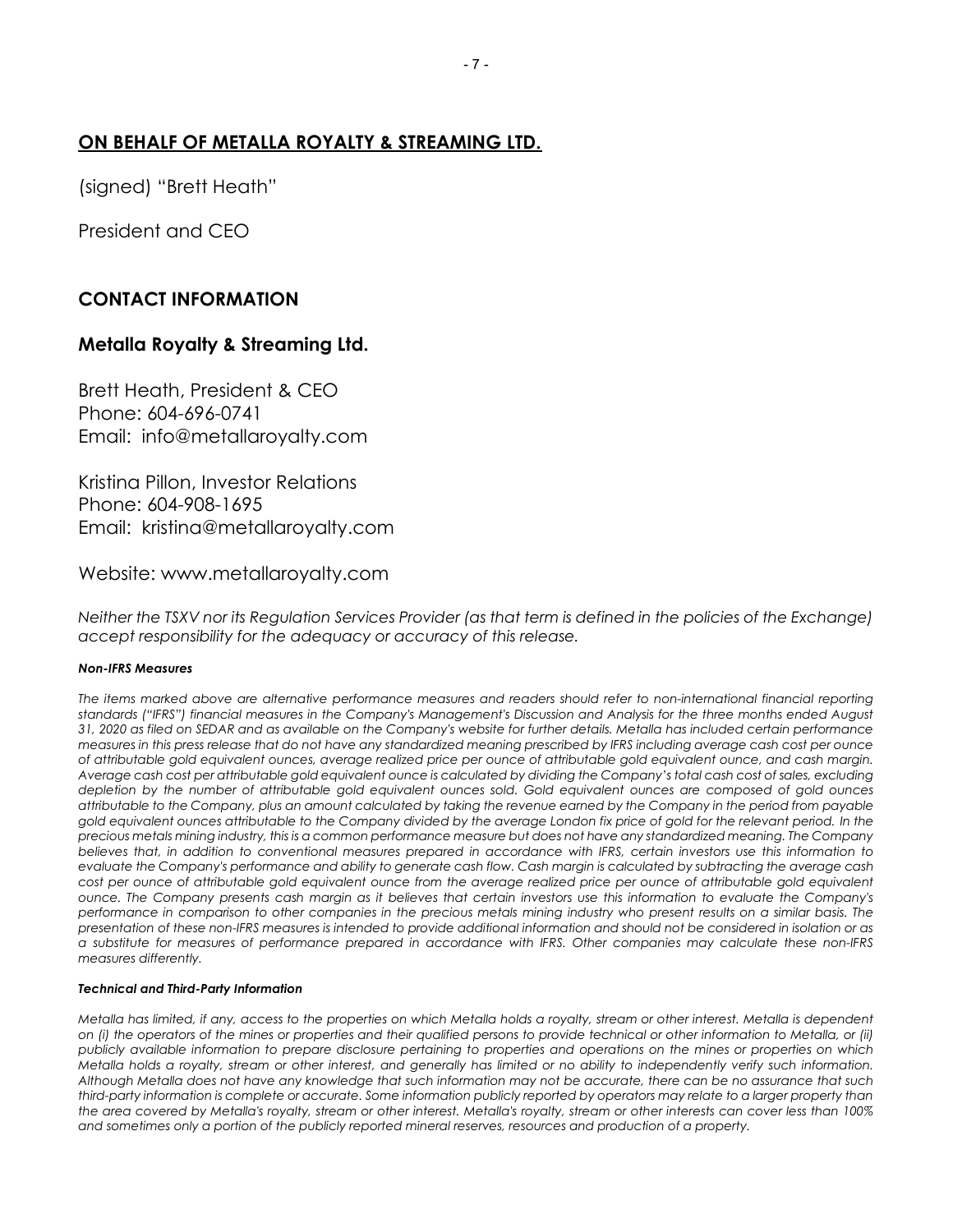## **ON BEHALF OF METALLA ROYALTY & STREAMING LTD.**

(signed) "Brett Heath"

President and CEO

## **CONTACT INFORMATION**

### **Metalla Royalty & Streaming Ltd.**

Brett Heath, President & CEO
Phone: 604-696-0741
Email: info@metallaroyalty.com

Kristina Pillon, Investor Relations
Phone: 604-908-1695
Email: kristina@metallaroyalty.com

Website: www.metallaroyalty.com

*Neither the TSXV nor its Regulation Services Provider (as that term is defined in the policies of the Exchange) accept responsibility for the adequacy or accuracy of this release.*

#### ***Non-IFRS Measures***

*The items marked above are alternative performance measures and readers should refer to non-international financial reporting standards ("IFRS") financial measures in the Company's Management's Discussion and Analysis for the three months ended August 31, 2020 as filed on SEDAR and as available on the Company's website for further details. Metalla has included certain performance measures in this press release that do not have any standardized meaning prescribed by IFRS including average cash cost per ounce of attributable gold equivalent ounces, average realized price per ounce of attributable gold equivalent ounce, and cash margin. Average cash cost per attributable gold equivalent ounce is calculated by dividing the Company's total cash cost of sales, excluding depletion by the number of attributable gold equivalent ounces sold. Gold equivalent ounces are composed of gold ounces attributable to the Company, plus an amount calculated by taking the revenue earned by the Company in the period from payable gold equivalent ounces attributable to the Company divided by the average London fix price of gold for the relevant period. In the precious metals mining industry, this is a common performance measure but does not have any standardized meaning. The Company believes that, in addition to conventional measures prepared in accordance with IFRS, certain investors use this information to evaluate the Company's performance and ability to generate cash flow. Cash margin is calculated by subtracting the average cash cost per ounce of attributable gold equivalent ounce from the average realized price per ounce of attributable gold equivalent ounce. The Company presents cash margin as it believes that certain investors use this information to evaluate the Company's performance in comparison to other companies in the precious metals mining industry who present results on a similar basis. The presentation of these non-IFRS measures is intended to provide additional information and should not be considered in isolation or as a substitute for measures of performance prepared in accordance with IFRS. Other companies may calculate these non-IFRS measures differently.*

#### ***Technical and Third-Party Information***

*Metalla has limited, if any, access to the properties on which Metalla holds a royalty, stream or other interest. Metalla is dependent on (i) the operators of the mines or properties and their qualified persons to provide technical or other information to Metalla, or (ii) publicly available information to prepare disclosure pertaining to properties and operations on the mines or properties on which Metalla holds a royalty, stream or other interest, and generally has limited or no ability to independently verify such information. Although Metalla does not have any knowledge that such information may not be accurate, there can be no assurance that such third-party information is complete or accurate. Some information publicly reported by operators may relate to a larger property than the area covered by Metalla's royalty, stream or other interest. Metalla's royalty, stream or other interests can cover less than 100% and sometimes only a portion of the publicly reported mineral reserves, resources and production of a property.*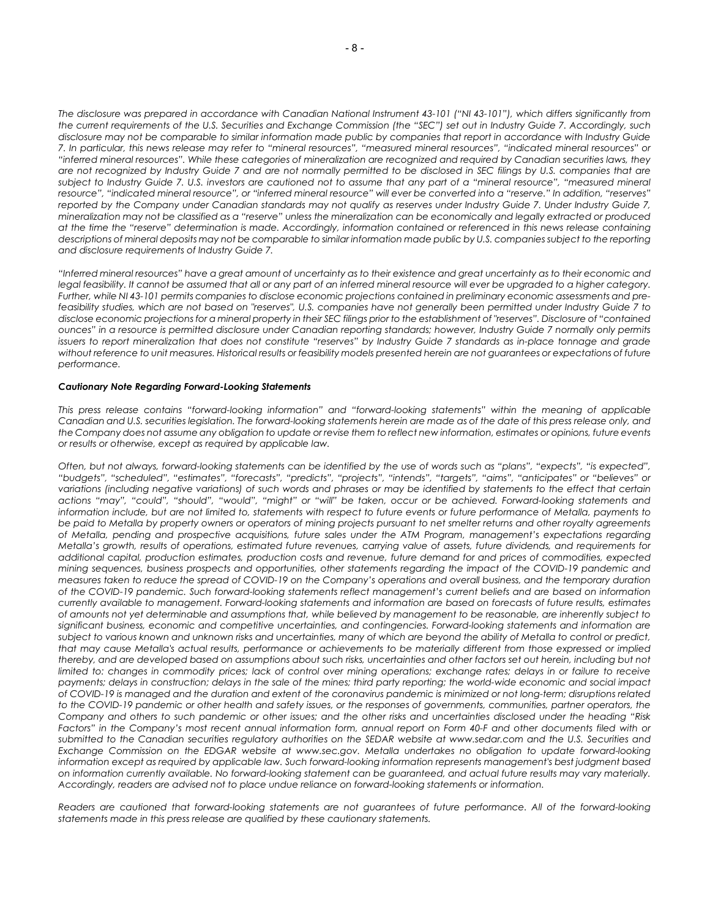*The disclosure was prepared in accordance with Canadian National Instrument 43-101 ("NI 43-101"), which differs significantly from the current requirements of the U.S. Securities and Exchange Commission (the "SEC") set out in Industry Guide 7. Accordingly, such disclosure may not be comparable to similar information made public by companies that report in accordance with Industry Guide 7. In particular, this news release may refer to "mineral resources", "measured mineral resources", "indicated mineral resources" or "inferred mineral resources". While these categories of mineralization are recognized and required by Canadian securities laws, they are not recognized by Industry Guide 7 and are not normally permitted to be disclosed in SEC filings by U.S. companies that are subject to Industry Guide 7. U.S. investors are cautioned not to assume that any part of a "mineral resource", "measured mineral resource", "indicated mineral resource", or "inferred mineral resource" will ever be converted into a "reserve." In addition, "reserves" reported by the Company under Canadian standards may not qualify as reserves under Industry Guide 7. Under Industry Guide 7, mineralization may not be classified as a "reserve" unless the mineralization can be economically and legally extracted or produced at the time the "reserve" determination is made. Accordingly, information contained or referenced in this news release containing descriptions of mineral deposits may not be comparable to similar information made public by U.S. companies subject to the reporting and disclosure requirements of Industry Guide 7.*

*"Inferred mineral resources" have a great amount of uncertainty as to their existence and great uncertainty as to their economic and legal feasibility. It cannot be assumed that all or any part of an inferred mineral resource will ever be upgraded to a higher category. Further, while NI 43-101 permits companies to disclose economic projections contained in preliminary economic assessments and pre-feasibility studies, which are not based on "reserves", U.S. companies have not generally been permitted under Industry Guide 7 to disclose economic projections for a mineral property in their SEC filings prior to the establishment of "reserves". Disclosure of "contained ounces" in a resource is permitted disclosure under Canadian reporting standards; however, Industry Guide 7 normally only permits issuers to report mineralization that does not constitute "reserves" by Industry Guide 7 standards as in-place tonnage and grade without reference to unit measures. Historical results or feasibility models presented herein are not guarantees or expectations of future performance.*

***Cautionary Note Regarding Forward-Looking Statements***

*This press release contains "forward-looking information" and "forward-looking statements" within the meaning of applicable Canadian and U.S. securities legislation. The forward-looking statements herein are made as of the date of this press release only, and the Company does not assume any obligation to update or revise them to reflect new information, estimates or opinions, future events or results or otherwise, except as required by applicable law.*

*Often, but not always, forward-looking statements can be identified by the use of words such as "plans", "expects", "is expected", "budgets", "scheduled", "estimates", "forecasts", "predicts", "projects", "intends", "targets", "aims", "anticipates" or "believes" or variations (including negative variations) of such words and phrases or may be identified by statements to the effect that certain actions "may", "could", "should", "would", "might" or "will" be taken, occur or be achieved. Forward-looking statements and information include, but are not limited to, statements with respect to future events or future performance of Metalla, payments to be paid to Metalla by property owners or operators of mining projects pursuant to net smelter returns and other royalty agreements of Metalla, pending and prospective acquisitions, future sales under the ATM Program, management's expectations regarding Metalla's growth, results of operations, estimated future revenues, carrying value of assets, future dividends, and requirements for additional capital, production estimates, production costs and revenue, future demand for and prices of commodities, expected mining sequences, business prospects and opportunities, other statements regarding the impact of the COVID-19 pandemic and measures taken to reduce the spread of COVID-19 on the Company's operations and overall business, and the temporary duration of the COVID-19 pandemic. Such forward-looking statements reflect management's current beliefs and are based on information currently available to management. Forward-looking statements and information are based on forecasts of future results, estimates of amounts not yet determinable and assumptions that, while believed by management to be reasonable, are inherently subject to significant business, economic and competitive uncertainties, and contingencies. Forward-looking statements and information are subject to various known and unknown risks and uncertainties, many of which are beyond the ability of Metalla to control or predict, that may cause Metalla's actual results, performance or achievements to be materially different from those expressed or implied thereby, and are developed based on assumptions about such risks, uncertainties and other factors set out herein, including but not limited to: changes in commodity prices; lack of control over mining operations; exchange rates; delays in or failure to receive payments; delays in construction; delays in the sale of the mines; third party reporting; the world-wide economic and social impact of COVID-19 is managed and the duration and extent of the coronavirus pandemic is minimized or not long-term; disruptions related to the COVID-19 pandemic or other health and safety issues, or the responses of governments, communities, partner operators, the Company and others to such pandemic or other issues; and the other risks and uncertainties disclosed under the heading "Risk Factors" in the Company's most recent annual information form, annual report on Form 40-F and other documents filed with or submitted to the Canadian securities regulatory authorities on the SEDAR website at www.sedar.com and the U.S. Securities and Exchange Commission on the EDGAR website at www.sec.gov. Metalla undertakes no obligation to update forward-looking information except as required by applicable law. Such forward-looking information represents management's best judgment based on information currently available. No forward-looking statement can be guaranteed, and actual future results may vary materially. Accordingly, readers are advised not to place undue reliance on forward-looking statements or information.*

*Readers are cautioned that forward-looking statements are not guarantees of future performance. All of the forward-looking statements made in this press release are qualified by these cautionary statements.*